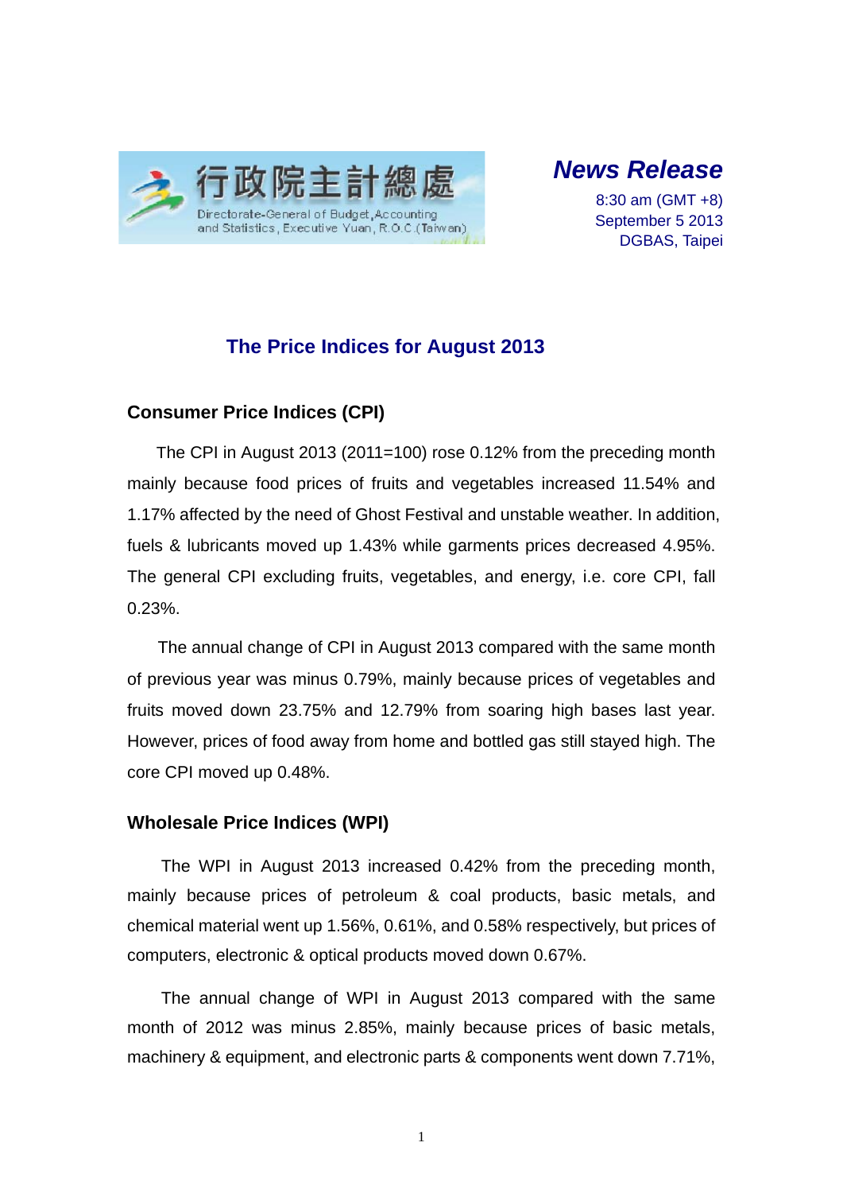行政院主計總處

Directorate-General of Budget, Accounting and Statistics, Executive Yuan, R.O.C.(Taiwan)

***News Release***

8:30 am (GMT +8)
September 5 2013
DGBAS, Taipei

# The Price Indices for August 2013

## Consumer Price Indices (CPI)

The CPI in August 2013 (2011=100) rose 0.12% from the preceding month mainly because food prices of fruits and vegetables increased 11.54% and 1.17% affected by the need of Ghost Festival and unstable weather. In addition, fuels & lubricants moved up 1.43% while garments prices decreased 4.95%. The general CPI excluding fruits, vegetables, and energy, i.e. core CPI, fall 0.23%.

The annual change of CPI in August 2013 compared with the same month of previous year was minus 0.79%, mainly because prices of vegetables and fruits moved down 23.75% and 12.79% from soaring high bases last year. However, prices of food away from home and bottled gas still stayed high. The core CPI moved up 0.48%.

## Wholesale Price Indices (WPI)

The WPI in August 2013 increased 0.42% from the preceding month, mainly because prices of petroleum & coal products, basic metals, and chemical material went up 1.56%, 0.61%, and 0.58% respectively, but prices of computers, electronic & optical products moved down 0.67%.

The annual change of WPI in August 2013 compared with the same month of 2012 was minus 2.85%, mainly because prices of basic metals, machinery & equipment, and electronic parts & components went down 7.71%,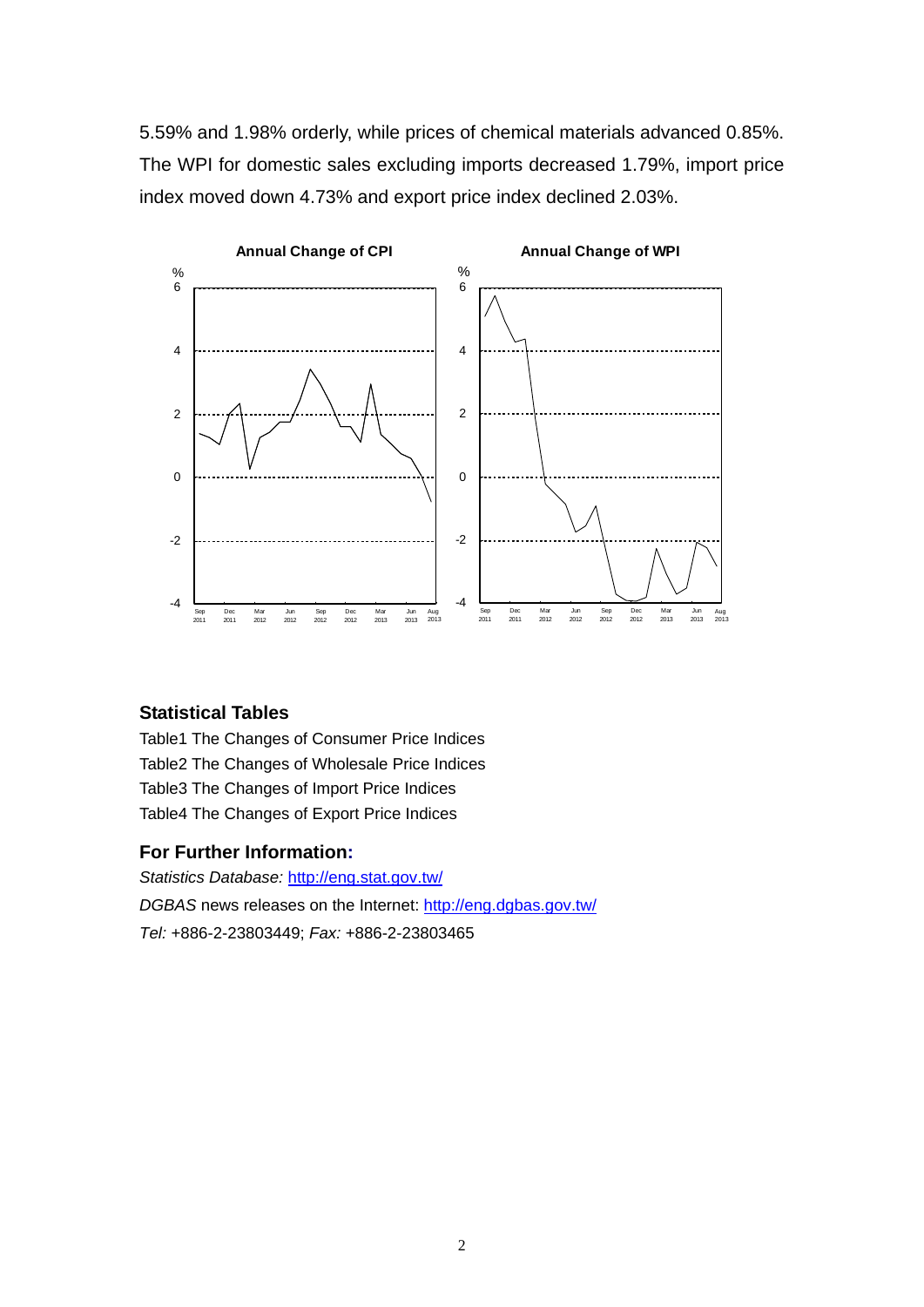5.59% and 1.98% orderly, while prices of chemical materials advanced 0.85%. The WPI for domestic sales excluding imports decreased 1.79%, import price index moved down 4.73% and export price index declined 2.03%.

**Annual Change of CPI**

**Annual Change of WPI**

### Statistical Tables

Table1 The Changes of Consumer Price Indices

Table2 The Changes of Wholesale Price Indices

Table3 The Changes of Import Price Indices

Table4 The Changes of Export Price Indices

### For Further Information:

*Statistics Database:* http://eng.stat.gov.tw/

*DGBAS* news releases on the Internet: http://eng.dgbas.gov.tw/

*Tel:* +886-2-23803449; *Fax:* +886-2-23803465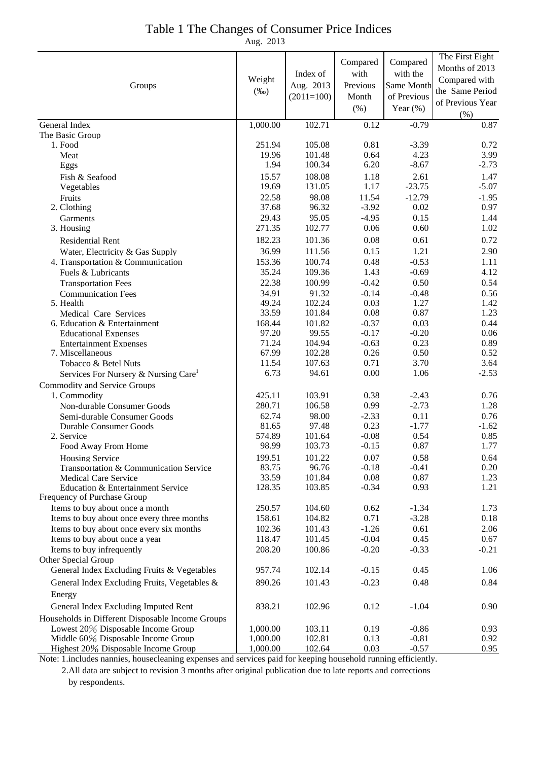# Table 1 The Changes of Consumer Price Indices

Aug. 2013

| Groups | Weight (‰) | Index of Aug. 2013 (2011=100) | Compared with Previous Month (%) | Compared with the Same Month of Previous Year (%) | The First Eight Months of 2013 Compared with the Same Period of Previous Year (%) |
|---|---|---|---|---|---|
| General Index | 1,000.00 | 102.71 | 0.12 | -0.79 | 0.87 |
| The Basic Group | | | | | |
| 1. Food | 251.94 | 105.08 | 0.81 | -3.39 | 0.72 |
| Meat | 19.96 | 101.48 | 0.64 | 4.23 | 3.99 |
| Eggs | 1.94 | 100.34 | 6.20 | -8.67 | -2.73 |
| Fish & Seafood | 15.57 | 108.08 | 1.18 | 2.61 | 1.47 |
| Vegetables | 19.69 | 131.05 | 1.17 | -23.75 | -5.07 |
| Fruits | 22.58 | 98.08 | 11.54 | -12.79 | -1.95 |
| 2. Clothing | 37.68 | 96.32 | -3.92 | 0.02 | 0.97 |
| Garments | 29.43 | 95.05 | -4.95 | 0.15 | 1.44 |
| 3. Housing | 271.35 | 102.77 | 0.06 | 0.60 | 1.02 |
| Residential Rent | 182.23 | 101.36 | 0.08 | 0.61 | 0.72 |
| Water, Electricity & Gas Supply | 36.99 | 111.56 | 0.15 | 1.21 | 2.90 |
| 4. Transportation & Communication | 153.36 | 100.74 | 0.48 | -0.53 | 1.11 |
| Fuels & Lubricants | 35.24 | 109.36 | 1.43 | -0.69 | 4.12 |
| Transportation Fees | 22.38 | 100.99 | -0.42 | 0.50 | 0.54 |
| Communication Fees | 34.91 | 91.32 | -0.14 | -0.48 | 0.56 |
| 5. Health | 49.24 | 102.24 | 0.03 | 1.27 | 1.42 |
| Medical Care Services | 33.59 | 101.84 | 0.08 | 0.87 | 1.23 |
| 6. Education & Entertainment | 168.44 | 101.82 | -0.37 | 0.03 | 0.44 |
| Educational Expenses | 97.20 | 99.55 | -0.17 | -0.20 | 0.06 |
| Entertainment Expenses | 71.24 | 104.94 | -0.63 | 0.23 | 0.89 |
| 7. Miscellaneous | 67.99 | 102.28 | 0.26 | 0.50 | 0.52 |
| Tobacco & Betel Nuts | 11.54 | 107.63 | 0.71 | 3.70 | 3.64 |
| Services For Nursery & Nursing Care[1] | 6.73 | 94.61 | 0.00 | 1.06 | -2.53 |
| Commodity and Service Groups | | | | | |
| 1. Commodity | 425.11 | 103.91 | 0.38 | -2.43 | 0.76 |
| Non-durable Consumer Goods | 280.71 | 106.58 | 0.99 | -2.73 | 1.28 |
| Semi-durable Consumer Goods | 62.74 | 98.00 | -2.33 | 0.11 | 0.76 |
| Durable Consumer Goods | 81.65 | 97.48 | 0.23 | -1.77 | -1.62 |
| 2. Service | 574.89 | 101.64 | -0.08 | 0.54 | 0.85 |
| Food Away From Home | 98.99 | 103.73 | -0.15 | 0.87 | 1.77 |
| Housing Service | 199.51 | 101.22 | 0.07 | 0.58 | 0.64 |
| Transportation & Communication Service | 83.75 | 96.76 | -0.18 | -0.41 | 0.20 |
| Medical Care Service | 33.59 | 101.84 | 0.08 | 0.87 | 1.23 |
| Education & Entertainment Service | 128.35 | 103.85 | -0.34 | 0.93 | 1.21 |
| Frequency of Purchase Group | | | | | |
| Items to buy about once a month | 250.57 | 104.60 | 0.62 | -1.34 | 1.73 |
| Items to buy about once every three months | 158.61 | 104.82 | 0.71 | -3.28 | 0.18 |
| Items to buy about once every six months | 102.36 | 101.43 | -1.26 | 0.61 | 2.06 |
| Items to buy about once a year | 118.47 | 101.45 | -0.04 | 0.45 | 0.67 |
| Items to buy infrequently | 208.20 | 100.86 | -0.20 | -0.33 | -0.21 |
| Other Special Group | | | | | |
| General Index Excluding Fruits & Vegetables | 957.74 | 102.14 | -0.15 | 0.45 | 1.06 |
| General Index Excluding Fruits, Vegetables & Energy | 890.26 | 101.43 | -0.23 | 0.48 | 0.84 |
| General Index Excluding Imputed Rent | 838.21 | 102.96 | 0.12 | -1.04 | 0.90 |
| Households in Different Disposable Income Groups | | | | | |
| Lowest 20％ Disposable Income Group | 1,000.00 | 103.11 | 0.19 | -0.86 | 0.93 |
| Middle 60％ Disposable Income Group | 1,000.00 | 102.81 | 0.13 | -0.81 | 0.92 |
| Highest 20％ Disposable Income Group | 1,000.00 | 102.64 | 0.03 | -0.57 | 0.95 |

Note: 1.includes nannies, housecleaning expenses and services paid for keeping household running efficiently.

2.All data are subject to revision 3 months after original publication due to late reports and corrections by respondents.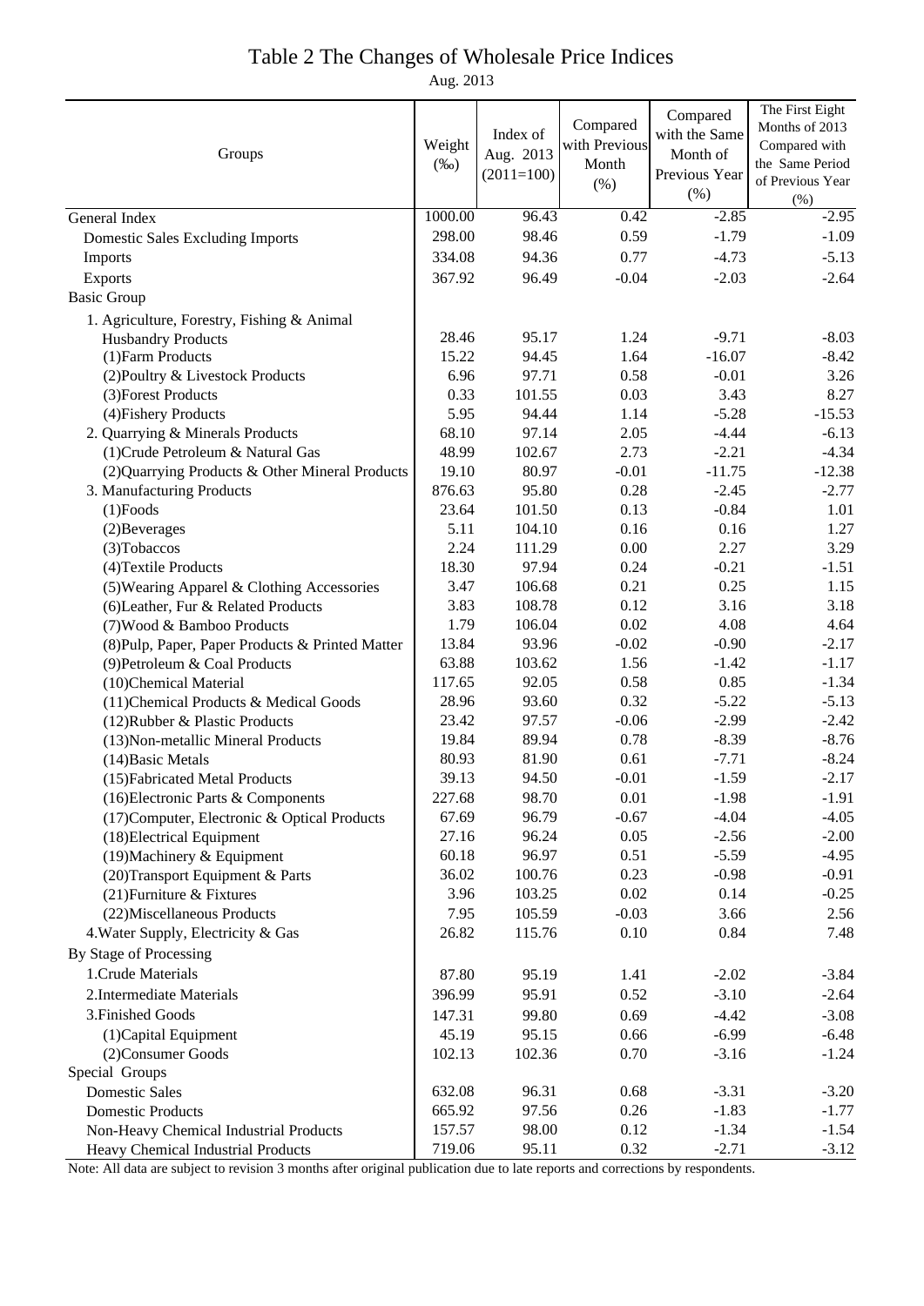# Table 2 The Changes of Wholesale Price Indices

Aug. 2013

| Groups | Weight (‰) | Index of Aug. 2013 (2011=100) | Compared with Previous Month (%) | Compared with the Same Month of Previous Year (%) | The First Eight Months of 2013 Compared with the Same Period of Previous Year (%) |
|---|---|---|---|---|---|
| General Index | 1000.00 | 96.43 | 0.42 | -2.85 | -2.95 |
| Domestic Sales Excluding Imports | 298.00 | 98.46 | 0.59 | -1.79 | -1.09 |
| Imports | 334.08 | 94.36 | 0.77 | -4.73 | -5.13 |
| Exports | 367.92 | 96.49 | -0.04 | -2.03 | -2.64 |
| Basic Group | | | | | |
| 1. Agriculture, Forestry, Fishing & Animal Husbandry Products | 28.46 | 95.17 | 1.24 | -9.71 | -8.03 |
| (1)Farm Products | 15.22 | 94.45 | 1.64 | -16.07 | -8.42 |
| (2)Poultry & Livestock Products | 6.96 | 97.71 | 0.58 | -0.01 | 3.26 |
| (3)Forest Products | 0.33 | 101.55 | 0.03 | 3.43 | 8.27 |
| (4)Fishery Products | 5.95 | 94.44 | 1.14 | -5.28 | -15.53 |
| 2. Quarrying & Minerals Products | 68.10 | 97.14 | 2.05 | -4.44 | -6.13 |
| (1)Crude Petroleum & Natural Gas | 48.99 | 102.67 | 2.73 | -2.21 | -4.34 |
| (2)Quarrying Products & Other Mineral Products | 19.10 | 80.97 | -0.01 | -11.75 | -12.38 |
| 3. Manufacturing Products | 876.63 | 95.80 | 0.28 | -2.45 | -2.77 |
| (1)Foods | 23.64 | 101.50 | 0.13 | -0.84 | 1.01 |
| (2)Beverages | 5.11 | 104.10 | 0.16 | 0.16 | 1.27 |
| (3)Tobaccos | 2.24 | 111.29 | 0.00 | 2.27 | 3.29 |
| (4)Textile Products | 18.30 | 97.94 | 0.24 | -0.21 | -1.51 |
| (5)Wearing Apparel & Clothing Accessories | 3.47 | 106.68 | 0.21 | 0.25 | 1.15 |
| (6)Leather, Fur & Related Products | 3.83 | 108.78 | 0.12 | 3.16 | 3.18 |
| (7)Wood & Bamboo Products | 1.79 | 106.04 | 0.02 | 4.08 | 4.64 |
| (8)Pulp, Paper, Paper Products & Printed Matter | 13.84 | 93.96 | -0.02 | -0.90 | -2.17 |
| (9)Petroleum & Coal Products | 63.88 | 103.62 | 1.56 | -1.42 | -1.17 |
| (10)Chemical Material | 117.65 | 92.05 | 0.58 | 0.85 | -1.34 |
| (11)Chemical Products & Medical Goods | 28.96 | 93.60 | 0.32 | -5.22 | -5.13 |
| (12)Rubber & Plastic Products | 23.42 | 97.57 | -0.06 | -2.99 | -2.42 |
| (13)Non-metallic Mineral Products | 19.84 | 89.94 | 0.78 | -8.39 | -8.76 |
| (14)Basic Metals | 80.93 | 81.90 | 0.61 | -7.71 | -8.24 |
| (15)Fabricated Metal Products | 39.13 | 94.50 | -0.01 | -1.59 | -2.17 |
| (16)Electronic Parts & Components | 227.68 | 98.70 | 0.01 | -1.98 | -1.91 |
| (17)Computer, Electronic & Optical Products | 67.69 | 96.79 | -0.67 | -4.04 | -4.05 |
| (18)Electrical Equipment | 27.16 | 96.24 | 0.05 | -2.56 | -2.00 |
| (19)Machinery & Equipment | 60.18 | 96.97 | 0.51 | -5.59 | -4.95 |
| (20)Transport Equipment & Parts | 36.02 | 100.76 | 0.23 | -0.98 | -0.91 |
| (21)Furniture & Fixtures | 3.96 | 103.25 | 0.02 | 0.14 | -0.25 |
| (22)Miscellaneous Products | 7.95 | 105.59 | -0.03 | 3.66 | 2.56 |
| 4.Water Supply, Electricity & Gas | 26.82 | 115.76 | 0.10 | 0.84 | 7.48 |
| By Stage of Processing | | | | | |
| 1.Crude Materials | 87.80 | 95.19 | 1.41 | -2.02 | -3.84 |
| 2.Intermediate Materials | 396.99 | 95.91 | 0.52 | -3.10 | -2.64 |
| 3.Finished Goods | 147.31 | 99.80 | 0.69 | -4.42 | -3.08 |
| (1)Capital Equipment | 45.19 | 95.15 | 0.66 | -6.99 | -6.48 |
| (2)Consumer Goods | 102.13 | 102.36 | 0.70 | -3.16 | -1.24 |
| Special Groups | | | | | |
| Domestic Sales | 632.08 | 96.31 | 0.68 | -3.31 | -3.20 |
| Domestic Products | 665.92 | 97.56 | 0.26 | -1.83 | -1.77 |
| Non-Heavy Chemical Industrial Products | 157.57 | 98.00 | 0.12 | -1.34 | -1.54 |
| Heavy Chemical Industrial Products | 719.06 | 95.11 | 0.32 | -2.71 | -3.12 |

Note: All data are subject to revision 3 months after original publication due to late reports and corrections by respondents.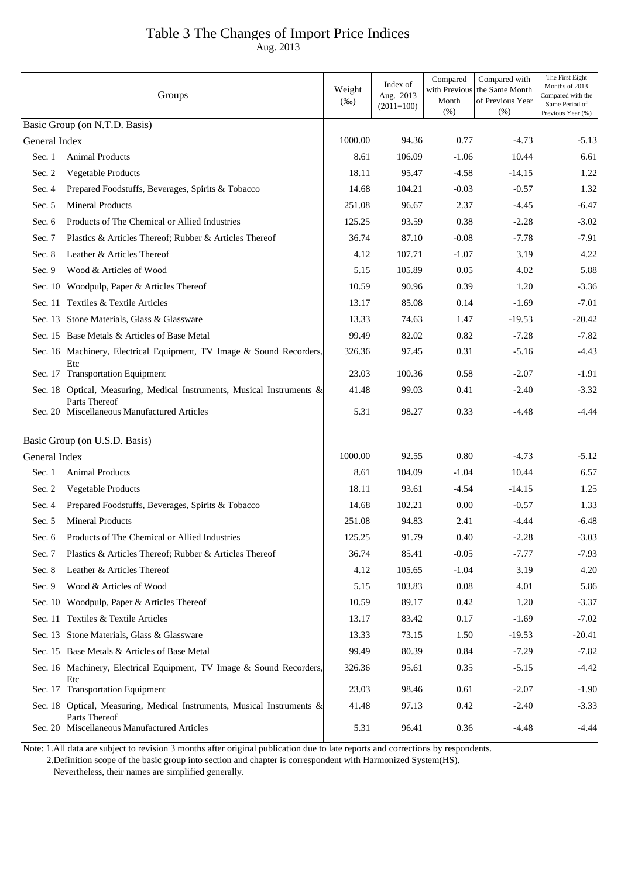# Table 3 The Changes of Import Price Indices

Aug. 2013

| Groups | | Weight (‰) | Index of Aug. 2013 (2011=100) | Compared with Previous Month (%) | Compared with the Same Month of Previous Year (%) | The First Eight Months of 2013 Compared with the Same Period of Previous Year (%) |
|---|---|---|---|---|---|---|
| Basic Group (on N.T.D. Basis) | | | | | | |
| General Index | | 1000.00 | 94.36 | 0.77 | -4.73 | -5.13 |
| Sec. 1 | Animal Products | 8.61 | 106.09 | -1.06 | 10.44 | 6.61 |
| Sec. 2 | Vegetable Products | 18.11 | 95.47 | -4.58 | -14.15 | 1.22 |
| Sec. 4 | Prepared Foodstuffs, Beverages, Spirits & Tobacco | 14.68 | 104.21 | -0.03 | -0.57 | 1.32 |
| Sec. 5 | Mineral Products | 251.08 | 96.67 | 2.37 | -4.45 | -6.47 |
| Sec. 6 | Products of The Chemical or Allied Industries | 125.25 | 93.59 | 0.38 | -2.28 | -3.02 |
| Sec. 7 | Plastics & Articles Thereof; Rubber & Articles Thereof | 36.74 | 87.10 | -0.08 | -7.78 | -7.91 |
| Sec. 8 | Leather & Articles Thereof | 4.12 | 107.71 | -1.07 | 3.19 | 4.22 |
| Sec. 9 | Wood & Articles of Wood | 5.15 | 105.89 | 0.05 | 4.02 | 5.88 |
| Sec. 10 | Woodpulp, Paper & Articles Thereof | 10.59 | 90.96 | 0.39 | 1.20 | -3.36 |
| Sec. 11 | Textiles & Textile Articles | 13.17 | 85.08 | 0.14 | -1.69 | -7.01 |
| Sec. 13 | Stone Materials, Glass & Glassware | 13.33 | 74.63 | 1.47 | -19.53 | -20.42 |
| Sec. 15 | Base Metals & Articles of Base Metal | 99.49 | 82.02 | 0.82 | -7.28 | -7.82 |
| Sec. 16 | Machinery, Electrical Equipment, TV Image & Sound Recorders, Etc | 326.36 | 97.45 | 0.31 | -5.16 | -4.43 |
| Sec. 17 | Transportation Equipment | 23.03 | 100.36 | 0.58 | -2.07 | -1.91 |
| Sec. 18 | Optical, Measuring, Medical Instruments, Musical Instruments & Parts Thereof | 41.48 | 99.03 | 0.41 | -2.40 | -3.32 |
| Sec. 20 | Miscellaneous Manufactured Articles | 5.31 | 98.27 | 0.33 | -4.48 | -4.44 |
| Basic Group (on U.S.D. Basis) | | | | | | |
| General Index | | 1000.00 | 92.55 | 0.80 | -4.73 | -5.12 |
| Sec. 1 | Animal Products | 8.61 | 104.09 | -1.04 | 10.44 | 6.57 |
| Sec. 2 | Vegetable Products | 18.11 | 93.61 | -4.54 | -14.15 | 1.25 |
| Sec. 4 | Prepared Foodstuffs, Beverages, Spirits & Tobacco | 14.68 | 102.21 | 0.00 | -0.57 | 1.33 |
| Sec. 5 | Mineral Products | 251.08 | 94.83 | 2.41 | -4.44 | -6.48 |
| Sec. 6 | Products of The Chemical or Allied Industries | 125.25 | 91.79 | 0.40 | -2.28 | -3.03 |
| Sec. 7 | Plastics & Articles Thereof; Rubber & Articles Thereof | 36.74 | 85.41 | -0.05 | -7.77 | -7.93 |
| Sec. 8 | Leather & Articles Thereof | 4.12 | 105.65 | -1.04 | 3.19 | 4.20 |
| Sec. 9 | Wood & Articles of Wood | 5.15 | 103.83 | 0.08 | 4.01 | 5.86 |
| Sec. 10 | Woodpulp, Paper & Articles Thereof | 10.59 | 89.17 | 0.42 | 1.20 | -3.37 |
| Sec. 11 | Textiles & Textile Articles | 13.17 | 83.42 | 0.17 | -1.69 | -7.02 |
| Sec. 13 | Stone Materials, Glass & Glassware | 13.33 | 73.15 | 1.50 | -19.53 | -20.41 |
| Sec. 15 | Base Metals & Articles of Base Metal | 99.49 | 80.39 | 0.84 | -7.29 | -7.82 |
| Sec. 16 | Machinery, Electrical Equipment, TV Image & Sound Recorders, Etc | 326.36 | 95.61 | 0.35 | -5.15 | -4.42 |
| Sec. 17 | Transportation Equipment | 23.03 | 98.46 | 0.61 | -2.07 | -1.90 |
| Sec. 18 | Optical, Measuring, Medical Instruments, Musical Instruments & Parts Thereof | 41.48 | 97.13 | 0.42 | -2.40 | -3.33 |
| Sec. 20 | Miscellaneous Manufactured Articles | 5.31 | 96.41 | 0.36 | -4.48 | -4.44 |

Note: 1.All data are subject to revision 3 months after original publication due to late reports and corrections by respondents.

2.Definition scope of the basic group into section and chapter is correspondent with Harmonized System(HS). Nevertheless, their names are simplified generally.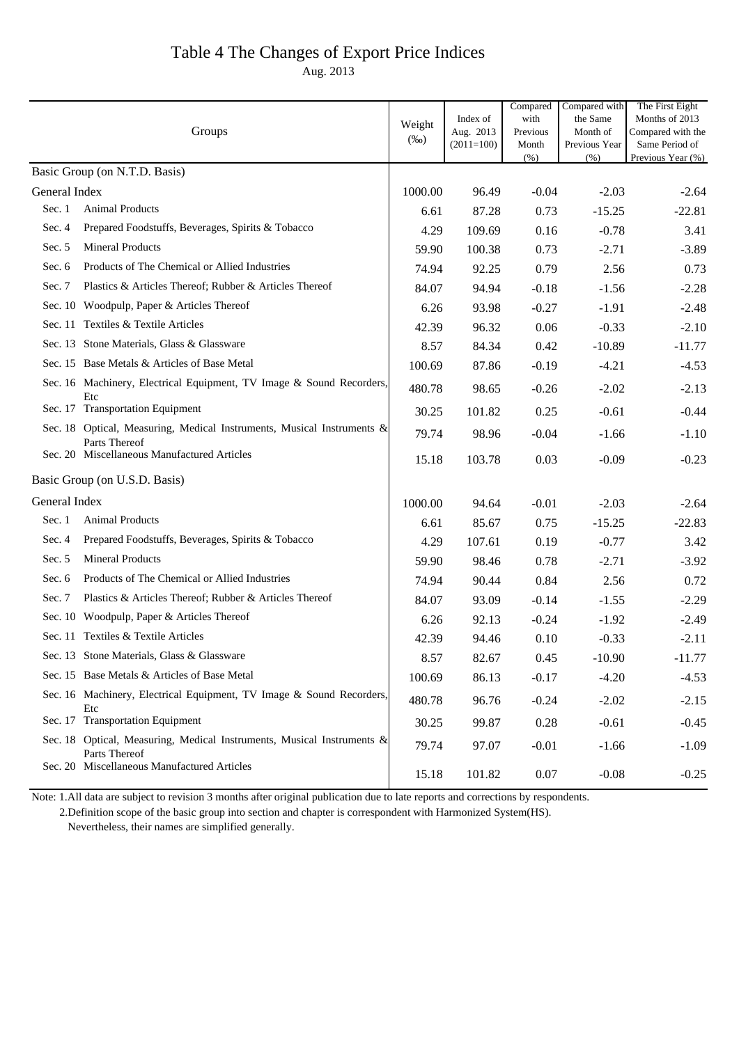# Table 4 The Changes of Export Price Indices

Aug. 2013

| Groups | | Weight (‰) | Index of Aug. 2013 (2011=100) | Compared with Previous Month (%) | Compared with the Same Month of Previous Year (%) | The First Eight Months of 2013 Compared with the Same Period of Previous Year (%) |
|---|---|---|---|---|---|---|
| Basic Group (on N.T.D. Basis) | | | | | | |
| General Index | | 1000.00 | 96.49 | -0.04 | -2.03 | -2.64 |
| Sec. 1 | Animal Products | 6.61 | 87.28 | 0.73 | -15.25 | -22.81 |
| Sec. 4 | Prepared Foodstuffs, Beverages, Spirits & Tobacco | 4.29 | 109.69 | 0.16 | -0.78 | 3.41 |
| Sec. 5 | Mineral Products | 59.90 | 100.38 | 0.73 | -2.71 | -3.89 |
| Sec. 6 | Products of The Chemical or Allied Industries | 74.94 | 92.25 | 0.79 | 2.56 | 0.73 |
| Sec. 7 | Plastics & Articles Thereof; Rubber & Articles Thereof | 84.07 | 94.94 | -0.18 | -1.56 | -2.28 |
| Sec. 10 | Woodpulp, Paper & Articles Thereof | 6.26 | 93.98 | -0.27 | -1.91 | -2.48 |
| Sec. 11 | Textiles & Textile Articles | 42.39 | 96.32 | 0.06 | -0.33 | -2.10 |
| Sec. 13 | Stone Materials, Glass & Glassware | 8.57 | 84.34 | 0.42 | -10.89 | -11.77 |
| Sec. 15 | Base Metals & Articles of Base Metal | 100.69 | 87.86 | -0.19 | -4.21 | -4.53 |
| Sec. 16 | Machinery, Electrical Equipment, TV Image & Sound Recorders, Etc | 480.78 | 98.65 | -0.26 | -2.02 | -2.13 |
| Sec. 17 | Transportation Equipment | 30.25 | 101.82 | 0.25 | -0.61 | -0.44 |
| Sec. 18 | Optical, Measuring, Medical Instruments, Musical Instruments & Parts Thereof | 79.74 | 98.96 | -0.04 | -1.66 | -1.10 |
| Sec. 20 | Miscellaneous Manufactured Articles | 15.18 | 103.78 | 0.03 | -0.09 | -0.23 |
| Basic Group (on U.S.D. Basis) | | | | | | |
| General Index | | 1000.00 | 94.64 | -0.01 | -2.03 | -2.64 |
| Sec. 1 | Animal Products | 6.61 | 85.67 | 0.75 | -15.25 | -22.83 |
| Sec. 4 | Prepared Foodstuffs, Beverages, Spirits & Tobacco | 4.29 | 107.61 | 0.19 | -0.77 | 3.42 |
| Sec. 5 | Mineral Products | 59.90 | 98.46 | 0.78 | -2.71 | -3.92 |
| Sec. 6 | Products of The Chemical or Allied Industries | 74.94 | 90.44 | 0.84 | 2.56 | 0.72 |
| Sec. 7 | Plastics & Articles Thereof; Rubber & Articles Thereof | 84.07 | 93.09 | -0.14 | -1.55 | -2.29 |
| Sec. 10 | Woodpulp, Paper & Articles Thereof | 6.26 | 92.13 | -0.24 | -1.92 | -2.49 |
| Sec. 11 | Textiles & Textile Articles | 42.39 | 94.46 | 0.10 | -0.33 | -2.11 |
| Sec. 13 | Stone Materials, Glass & Glassware | 8.57 | 82.67 | 0.45 | -10.90 | -11.77 |
| Sec. 15 | Base Metals & Articles of Base Metal | 100.69 | 86.13 | -0.17 | -4.20 | -4.53 |
| Sec. 16 | Machinery, Electrical Equipment, TV Image & Sound Recorders, Etc | 480.78 | 96.76 | -0.24 | -2.02 | -2.15 |
| Sec. 17 | Transportation Equipment | 30.25 | 99.87 | 0.28 | -0.61 | -0.45 |
| Sec. 18 | Optical, Measuring, Medical Instruments, Musical Instruments & Parts Thereof | 79.74 | 97.07 | -0.01 | -1.66 | -1.09 |
| Sec. 20 | Miscellaneous Manufactured Articles | 15.18 | 101.82 | 0.07 | -0.08 | -0.25 |

Note: 1.All data are subject to revision 3 months after original publication due to late reports and corrections by respondents.

2.Definition scope of the basic group into section and chapter is correspondent with Harmonized System(HS). Nevertheless, their names are simplified generally.